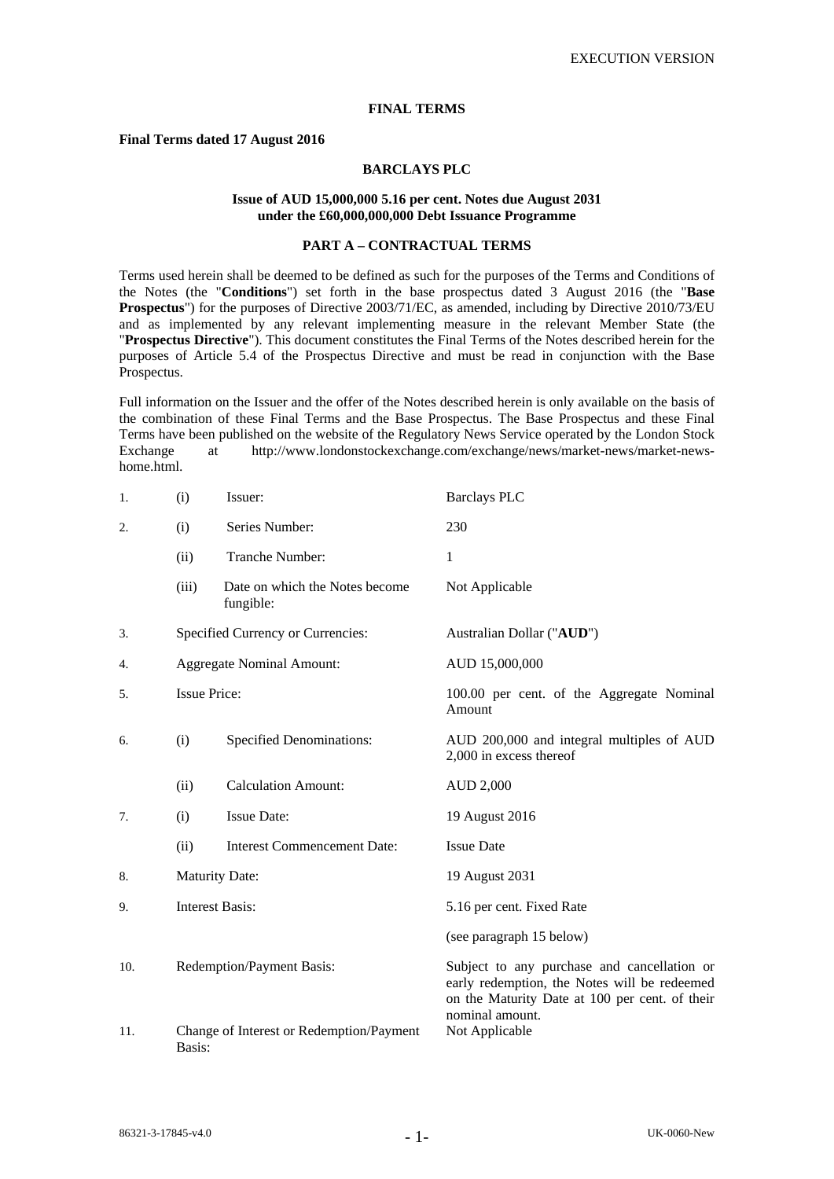EXECUTION VERSION

# FINAL TERMS

**Final Terms dated 17 August 2016**

**BARCLAYS PLC**

**Issue of AUD 15,000,000 5.16 per cent. Notes due August 2031 under the £60,000,000,000 Debt Issuance Programme**

## PART A – CONTRACTUAL TERMS

Terms used herein shall be deemed to be defined as such for the purposes of the Terms and Conditions of the Notes (the "**Conditions**") set forth in the base prospectus dated 3 August 2016 (the "**Base Prospectus**") for the purposes of Directive 2003/71/EC, as amended, including by Directive 2010/73/EU and as implemented by any relevant implementing measure in the relevant Member State (the "**Prospectus Directive**"). This document constitutes the Final Terms of the Notes described herein for the purposes of Article 5.4 of the Prospectus Directive and must be read in conjunction with the Base Prospectus.

Full information on the Issuer and the offer of the Notes described herein is only available on the basis of the combination of these Final Terms and the Base Prospectus. The Base Prospectus and these Final Terms have been published on the website of the Regulatory News Service operated by the London Stock Exchange at http://www.londonstockexchange.com/exchange/news/market-news/market-news-home.html.

| | | | |
|---|---|---|---|
| 1. | (i) | Issuer: | Barclays PLC |
| 2. | (i) | Series Number: | 230 |
| | (ii) | Tranche Number: | 1 |
| | (iii) | Date on which the Notes become fungible: | Not Applicable |
| 3. | | Specified Currency or Currencies: | Australian Dollar ("**AUD**") |
| 4. | | Aggregate Nominal Amount: | AUD 15,000,000 |
| 5. | | Issue Price: | 100.00 per cent. of the Aggregate Nominal Amount |
| 6. | (i) | Specified Denominations: | AUD 200,000 and integral multiples of AUD 2,000 in excess thereof |
| | (ii) | Calculation Amount: | AUD 2,000 |
| 7. | (i) | Issue Date: | 19 August 2016 |
| | (ii) | Interest Commencement Date: | Issue Date |
| 8. | | Maturity Date: | 19 August 2031 |
| 9. | | Interest Basis: | 5.16 per cent. Fixed Rate<br>(see paragraph 15 below) |
| 10. | | Redemption/Payment Basis: | Subject to any purchase and cancellation or early redemption, the Notes will be redeemed on the Maturity Date at 100 per cent. of their nominal amount. |
| 11. | | Change of Interest or Redemption/Payment Basis: | Not Applicable |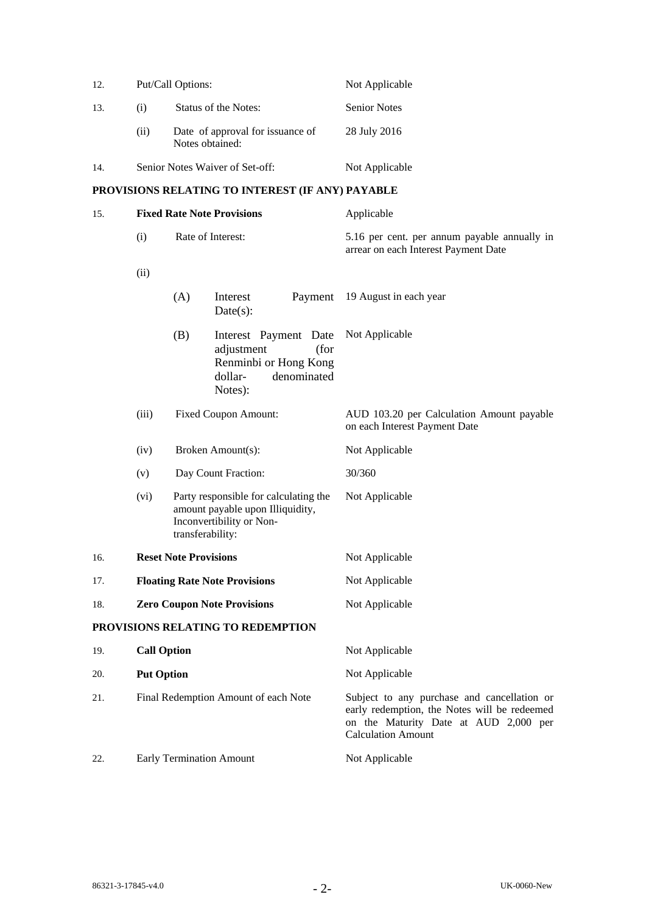| | | | |
|---|---|---|---|
| 12. | Put/Call Options: | | Not Applicable |
| 13. | (i) | Status of the Notes: | Senior Notes |
| | (ii) | Date of approval for issuance of Notes obtained: | 28 July 2016 |
| 14. | Senior Notes Waiver of Set-off: | | Not Applicable |

**PROVISIONS RELATING TO INTEREST (IF ANY) PAYABLE**

| | | | | |
|---|---|---|---|---|
| 15. | **Fixed Rate Note Provisions** | | | Applicable |
| | (i) | Rate of Interest: | | 5.16 per cent. per annum payable annually in arrear on each Interest Payment Date |
| | (ii) | | | |
| | | (A) | Interest Payment Date(s): | 19 August in each year |
| | | (B) | Interest Payment Date adjustment (for Renminbi or Hong Kong dollar- denominated Notes): | Not Applicable |
| | (iii) | Fixed Coupon Amount: | | AUD 103.20 per Calculation Amount payable on each Interest Payment Date |
| | (iv) | Broken Amount(s): | | Not Applicable |
| | (v) | Day Count Fraction: | | 30/360 |
| | (vi) | Party responsible for calculating the amount payable upon Illiquidity, Inconvertibility or Non-transferability: | | Not Applicable |
| 16. | **Reset Note Provisions** | | | Not Applicable |
| 17. | **Floating Rate Note Provisions** | | | Not Applicable |
| 18. | **Zero Coupon Note Provisions** | | | Not Applicable |

**PROVISIONS RELATING TO REDEMPTION**

| | | |
|---|---|---|
| 19. | **Call Option** | Not Applicable |
| 20. | **Put Option** | Not Applicable |
| 21. | Final Redemption Amount of each Note | Subject to any purchase and cancellation or early redemption, the Notes will be redeemed on the Maturity Date at AUD 2,000 per Calculation Amount |
| 22. | Early Termination Amount | Not Applicable |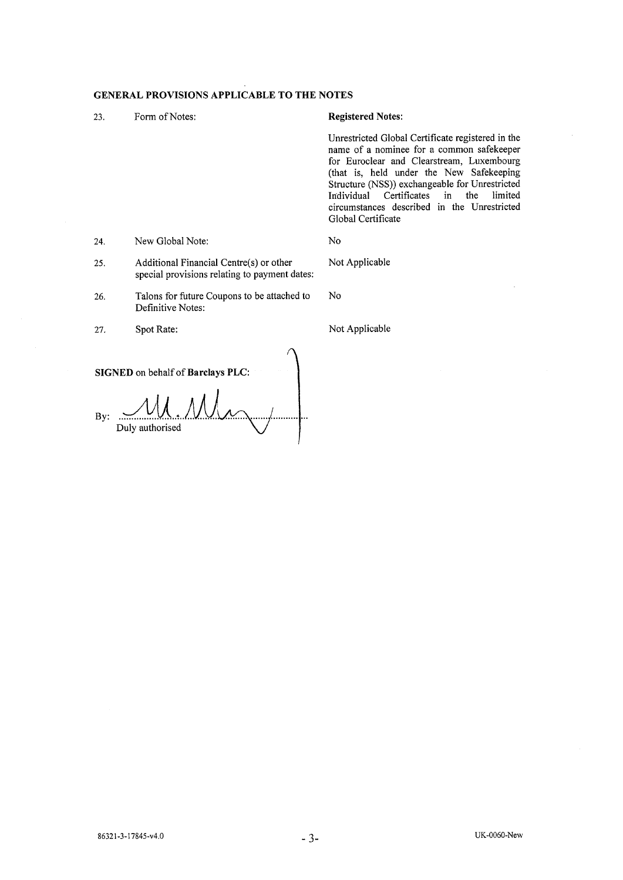**GENERAL PROVISIONS APPLICABLE TO THE NOTES**

| | | |
|---|---|---|
| 23. | Form of Notes: | **Registered Notes:**<br><br>Unrestricted Global Certificate registered in the name of a nominee for a common safekeeper for Euroclear and Clearstream, Luxembourg (that is, held under the New Safekeeping Structure (NSS)) exchangeable for Unrestricted Individual Certificates in the limited circumstances described in the Unrestricted Global Certificate |
| 24. | New Global Note: | No |
| 25. | Additional Financial Centre(s) or other special provisions relating to payment dates: | Not Applicable |
| 26. | Talons for future Coupons to be attached to Definitive Notes: | No |
| 27. | Spot Rate: | Not Applicable |

**SIGNED** on behalf of **Barclays PLC**:

By: ..........................................................
Duly authorised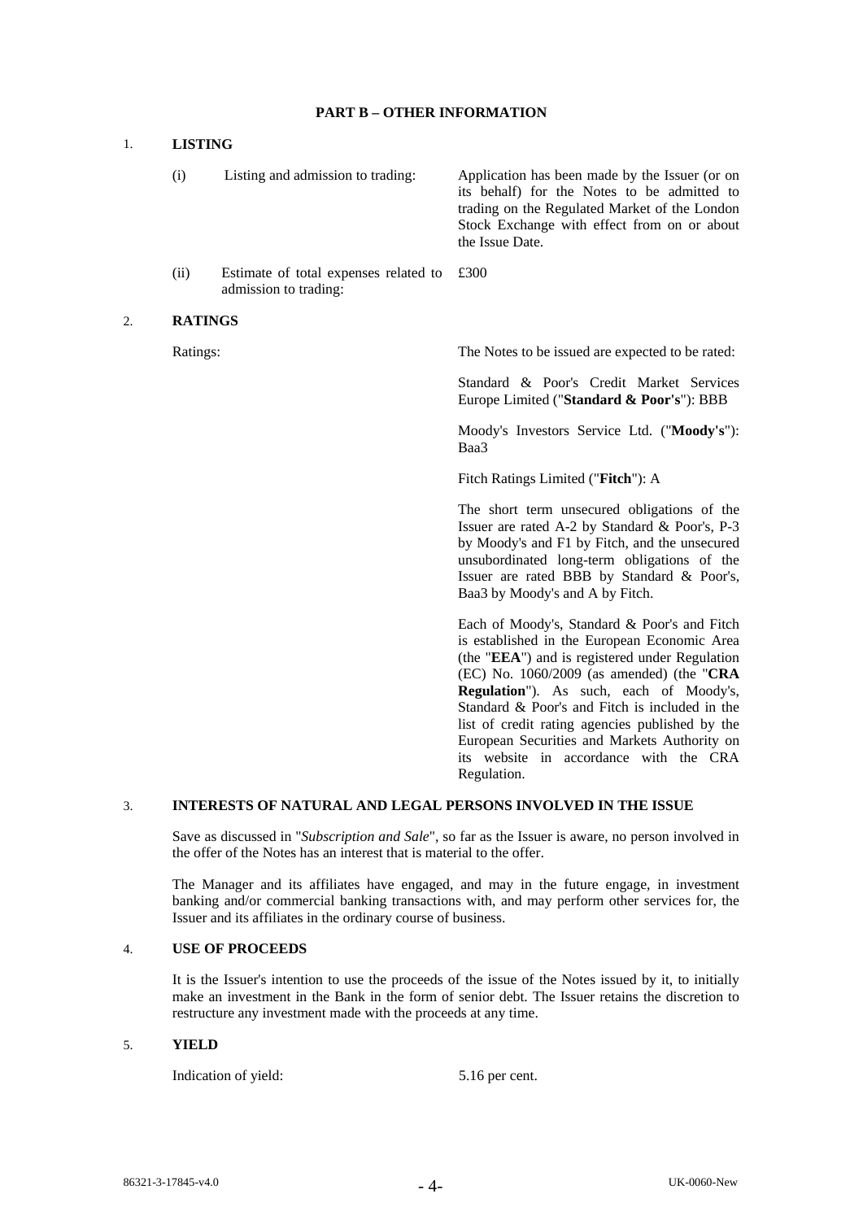## PART B – OTHER INFORMATION

### 1. LISTING

| | |
|---|---|
| (i) Listing and admission to trading: | Application has been made by the Issuer (or on its behalf) for the Notes to be admitted to trading on the Regulated Market of the London Stock Exchange with effect from on or about the Issue Date. |
| (ii) Estimate of total expenses related to admission to trading: | £300 |

### 2. RATINGS

Ratings: The Notes to be issued are expected to be rated:

Standard & Poor's Credit Market Services Europe Limited ("**Standard & Poor's**"): BBB

Moody's Investors Service Ltd. ("**Moody's**"): Baa3

Fitch Ratings Limited ("**Fitch**"): A

The short term unsecured obligations of the Issuer are rated A-2 by Standard & Poor's, P-3 by Moody's and F1 by Fitch, and the unsecured unsubordinated long-term obligations of the Issuer are rated BBB by Standard & Poor's, Baa3 by Moody's and A by Fitch.

Each of Moody's, Standard & Poor's and Fitch is established in the European Economic Area (the "**EEA**") and is registered under Regulation (EC) No. 1060/2009 (as amended) (the "**CRA Regulation**"). As such, each of Moody's, Standard & Poor's and Fitch is included in the list of credit rating agencies published by the European Securities and Markets Authority on its website in accordance with the CRA Regulation.

### 3. INTERESTS OF NATURAL AND LEGAL PERSONS INVOLVED IN THE ISSUE

Save as discussed in "*Subscription and Sale*", so far as the Issuer is aware, no person involved in the offer of the Notes has an interest that is material to the offer.

The Manager and its affiliates have engaged, and may in the future engage, in investment banking and/or commercial banking transactions with, and may perform other services for, the Issuer and its affiliates in the ordinary course of business.

### 4. USE OF PROCEEDS

It is the Issuer's intention to use the proceeds of the issue of the Notes issued by it, to initially make an investment in the Bank in the form of senior debt. The Issuer retains the discretion to restructure any investment made with the proceeds at any time.

### 5. YIELD

Indication of yield: 5.16 per cent.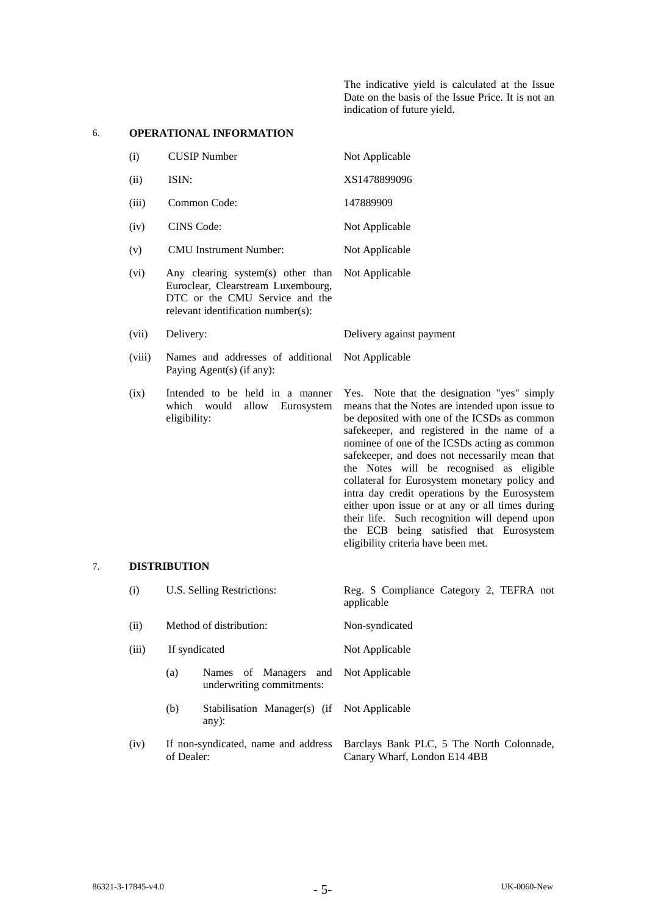The indicative yield is calculated at the Issue Date on the basis of the Issue Price. It is not an indication of future yield.

## 6. OPERATIONAL INFORMATION

| | | |
|---|---|---|
| (i) | CUSIP Number | Not Applicable |
| (ii) | ISIN: | XS1478899096 |
| (iii) | Common Code: | 147889909 |
| (iv) | CINS Code: | Not Applicable |
| (v) | CMU Instrument Number: | Not Applicable |
| (vi) | Any clearing system(s) other than Euroclear, Clearstream Luxembourg, DTC or the CMU Service and the relevant identification number(s): | Not Applicable |
| (vii) | Delivery: | Delivery against payment |
| (viii) | Names and addresses of additional Paying Agent(s) (if any): | Not Applicable |
| (ix) | Intended to be held in a manner which would allow Eurosystem eligibility: | Yes. Note that the designation "yes" simply means that the Notes are intended upon issue to be deposited with one of the ICSDs as common safekeeper, and registered in the name of a nominee of one of the ICSDs acting as common safekeeper, and does not necessarily mean that the Notes will be recognised as eligible collateral for Eurosystem monetary policy and intra day credit operations by the Eurosystem either upon issue or at any or all times during their life. Such recognition will depend upon the ECB being satisfied that Eurosystem eligibility criteria have been met. |

## 7. DISTRIBUTION

| | | |
|---|---|---|
| (i) | U.S. Selling Restrictions: | Reg. S Compliance Category 2, TEFRA not applicable |
| (ii) | Method of distribution: | Non-syndicated |
| (iii) | If syndicated | Not Applicable |
| | (a) Names of Managers and underwriting commitments: | Not Applicable |
| | (b) Stabilisation Manager(s) (if any): | Not Applicable |
| (iv) | If non-syndicated, name and address of Dealer: | Barclays Bank PLC, 5 The North Colonnade, Canary Wharf, London E14 4BB |